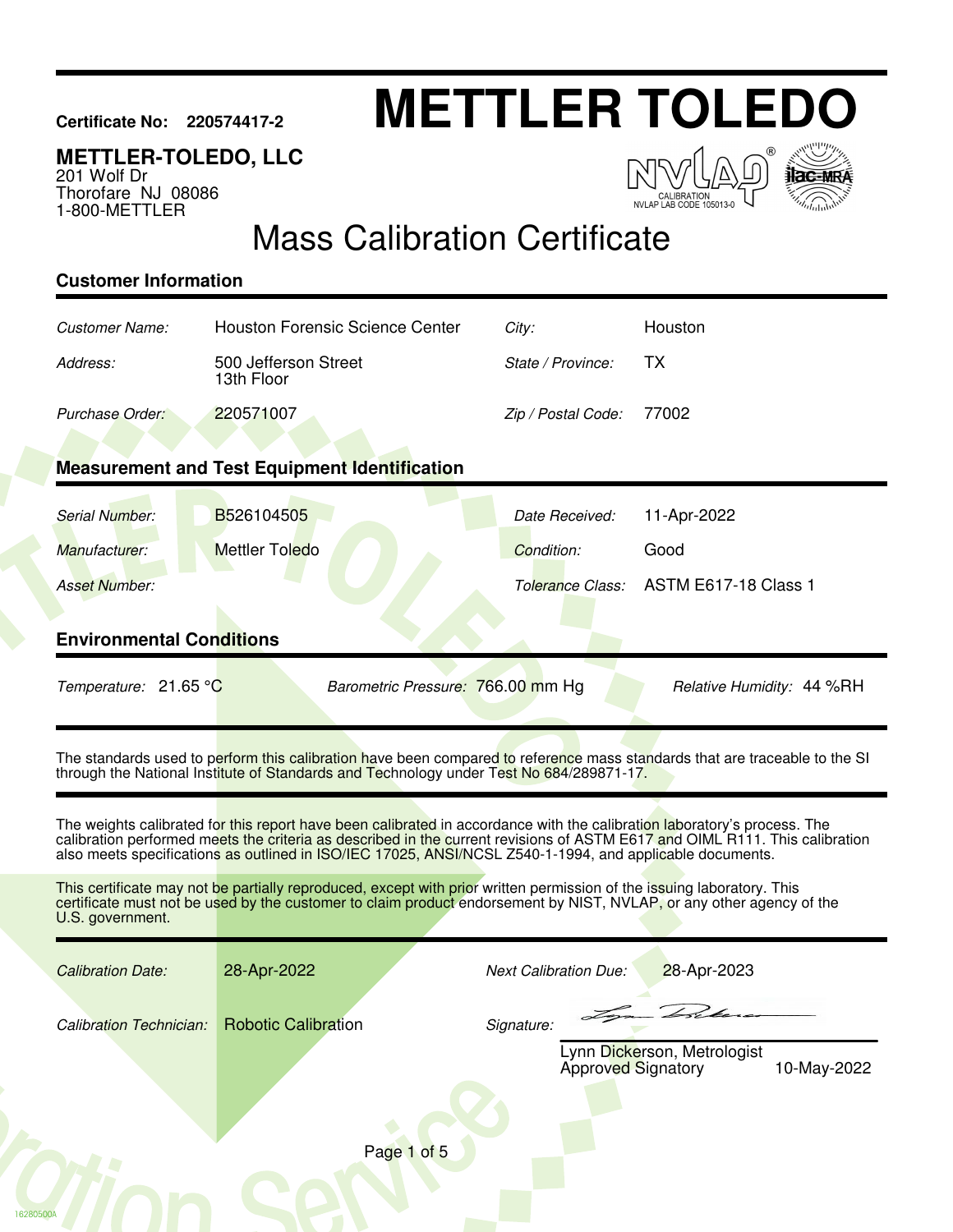**Certificate No: 220574417-2**

# METTLER TOLEDO

**METTLER-TOLEDO, LLC**
201 Wolf Dr
Thorofare NJ 08086
1-800-METTLER

NVLAP CALIBRATION NVLAP LAB CODE 105013-0 ilac-MRA

## Mass Calibration Certificate

### Customer Information

| | | | |
|---|---|---|---|
| *Customer Name:* | Houston Forensic Science Center | *City:* | Houston |
| *Address:* | 500 Jefferson Street 13th Floor | *State / Province:* | TX |
| *Purchase Order:* | 220571007 | *Zip / Postal Code:* | 77002 |

### Measurement and Test Equipment Identification

| | | | |
|---|---|---|---|
| *Serial Number:* | B526104505 | *Date Received:* | 11-Apr-2022 |
| *Manufacturer:* | Mettler Toledo | *Condition:* | Good |
| *Asset Number:* | | *Tolerance Class:* | ASTM E617-18 Class 1 |

### Environmental Conditions

*Temperature:* 21.65 °C *Barometric Pressure:* 766.00 mm Hg *Relative Humidity:* 44 %RH

The standards used to perform this calibration have been compared to reference mass standards that are traceable to the SI through the National Institute of Standards and Technology under Test No 684/289871-17.

The weights calibrated for this report have been calibrated in accordance with the calibration laboratory's process. The calibration performed meets the criteria as described in the current revisions of ASTM E617 and OIML R111. This calibration also meets specifications as outlined in ISO/IEC 17025, ANSI/NCSL Z540-1-1994, and applicable documents.

This certificate may not be partially reproduced, except with prior written permission of the issuing laboratory. This certificate must not be used by the customer to claim product endorsement by NIST, NVLAP, or any other agency of the U.S. government.

| | | | |
|---|---|---|---|
| *Calibration Date:* | 28-Apr-2022 | *Next Calibration Due:* | 28-Apr-2023 |
| *Calibration Technician:* | Robotic Calibration | *Signature:* | |

Lynn Dickerson, Metrologist
Approved Signatory 10-May-2022

16280500A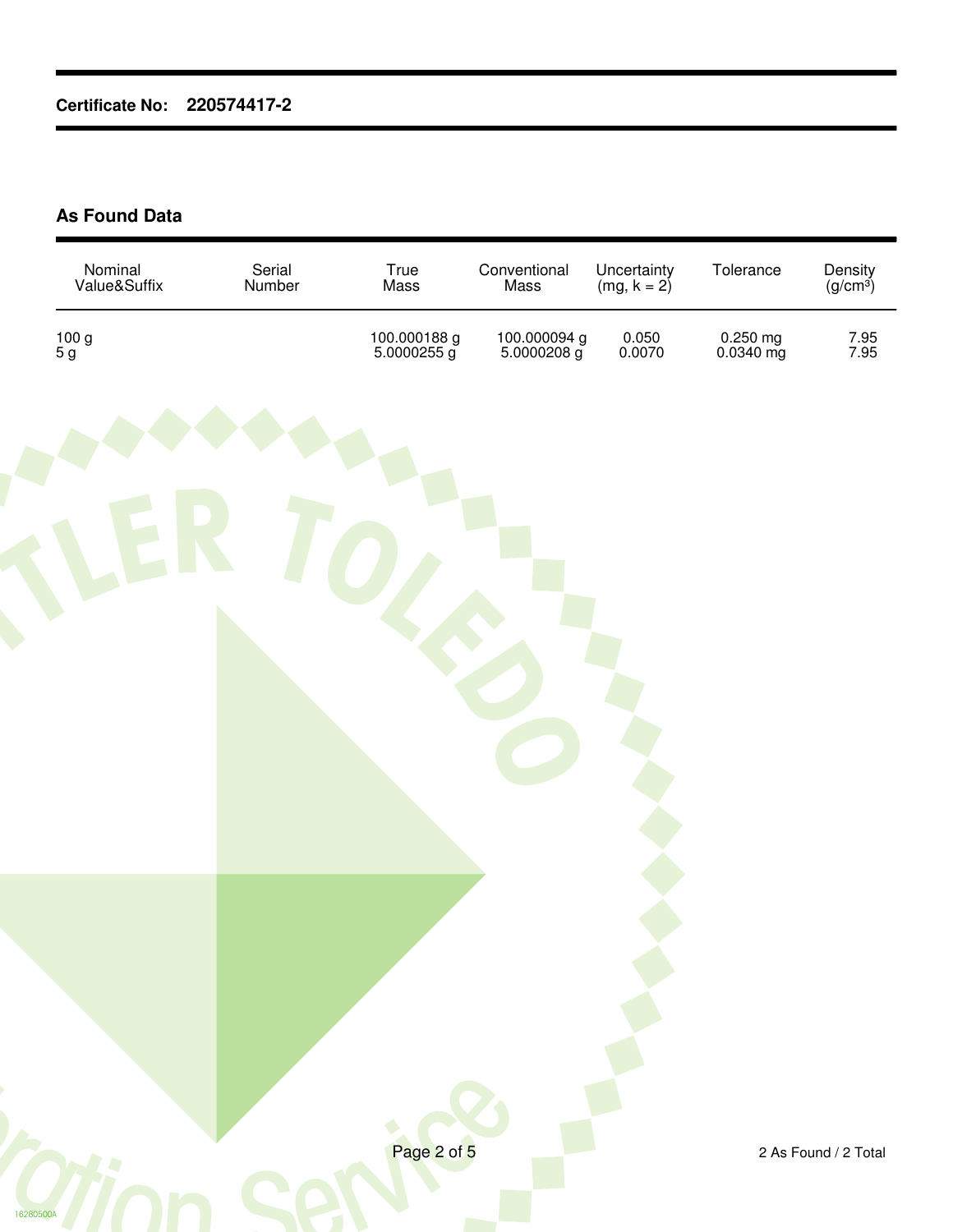**Certificate No:** **220574417-2**

## As Found Data

| Nominal Value&Suffix | Serial Number | True Mass | Conventional Mass | Uncertainty (mg, k = 2) | Tolerance | Density ($g/cm^3$) |
|---|---|---|---|---|---|---|
| 100 g | | 100.000188 g | 100.000094 g | 0.050 | 0.250 mg | 7.95 |
| 5 g | | 5.0000255 g | 5.0000208 g | 0.0070 | 0.0340 mg | 7.95 |

2 As Found / 2 Total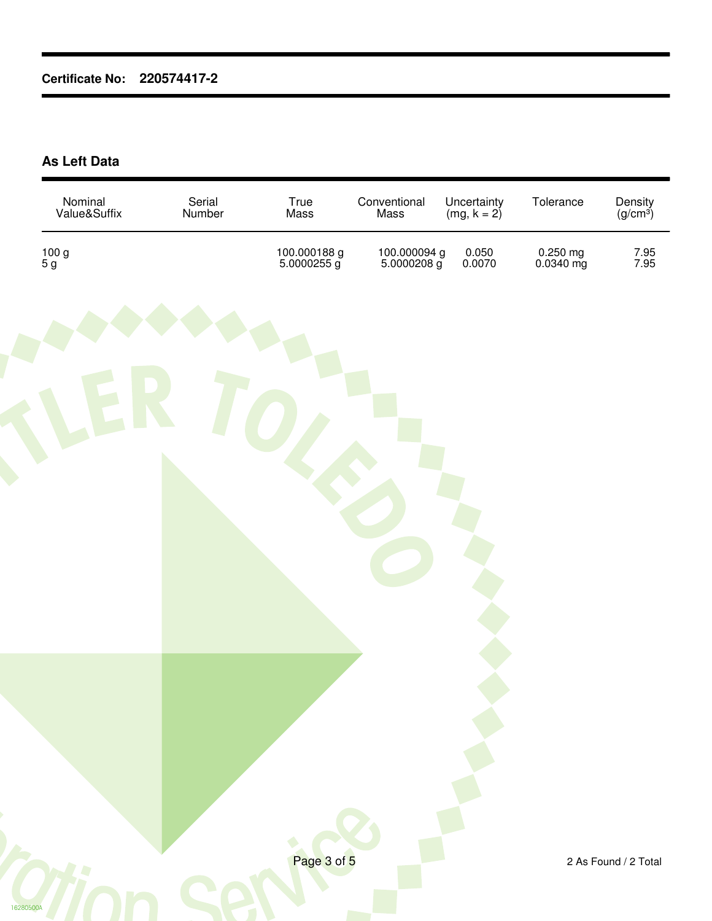**Certificate No: 220574417-2**

## As Left Data

| Nominal Value&Suffix | Serial Number | True Mass | Conventional Mass | Uncertainty (mg, k = 2) | Tolerance | Density ($g/cm^3$) |
|---|---|---|---|---|---|---|
| 100 g | | 100.000188 g | 100.000094 g | 0.050 | 0.250 mg | 7.95 |
| 5 g | | 5.0000255 g | 5.0000208 g | 0.0070 | 0.0340 mg | 7.95 |

2 As Found / 2 Total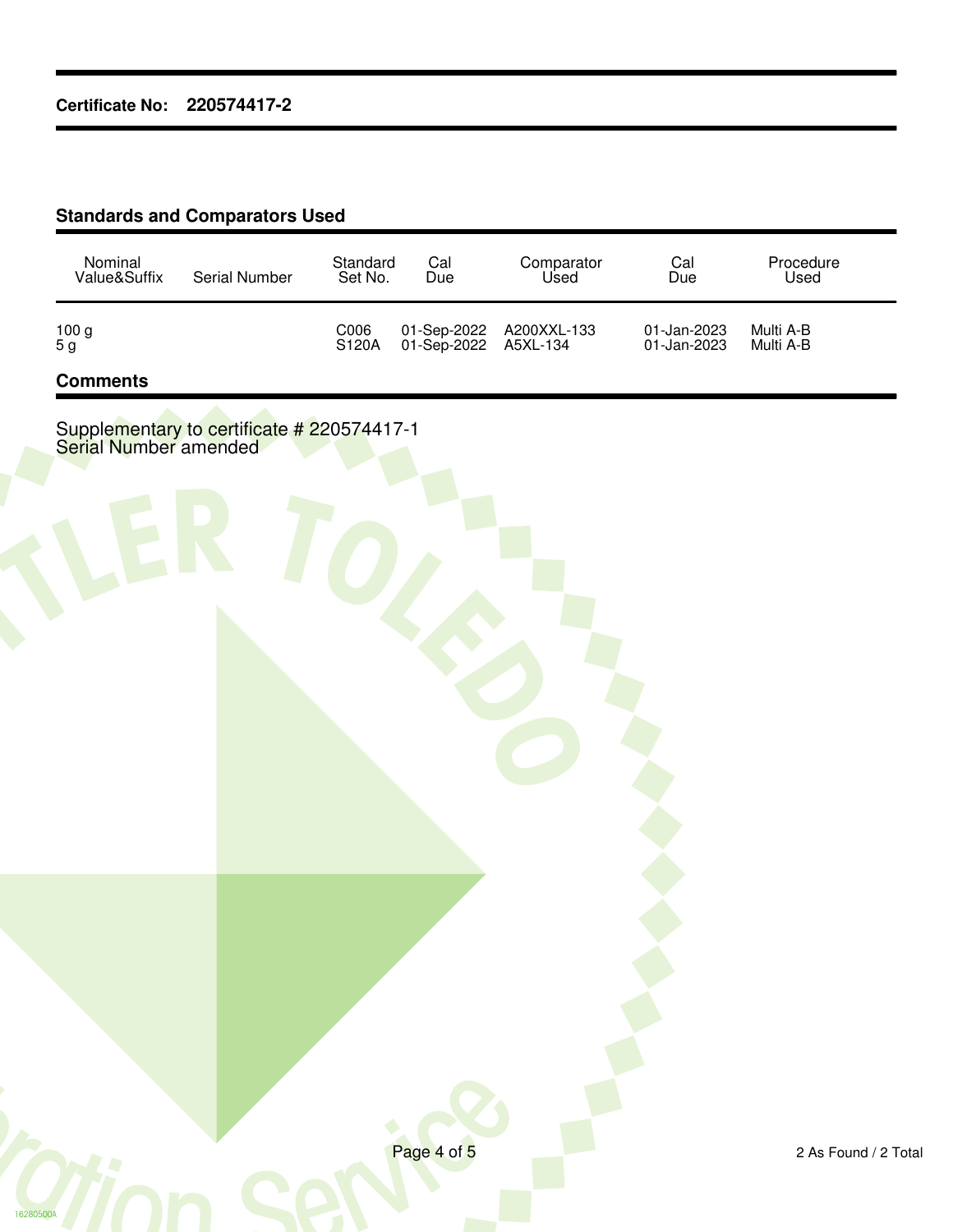**Certificate No: 220574417-2**

## Standards and Comparators Used

| Nominal Value&Suffix | Serial Number | Standard Set No. | Cal Due | Comparator Used | Cal Due | Procedure Used |
|---|---|---|---|---|---|---|
| 100 g | | C006 | 01-Sep-2022 | A200XXL-133 | 01-Jan-2023 | Multi A-B |
| 5 g | | S120A | 01-Sep-2022 | A5XL-134 | 01-Jan-2023 | Multi A-B |

## Comments

Supplementary to certificate # 220574417-1
Serial Number amended

2 As Found / 2 Total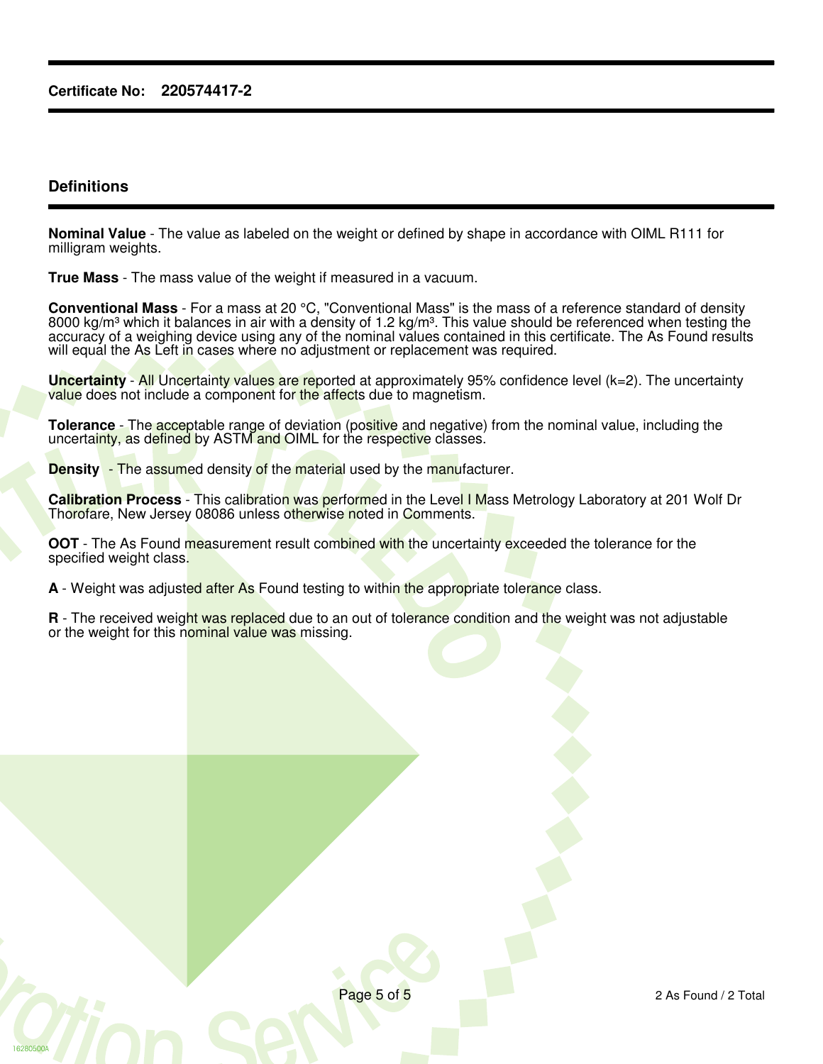**Certificate No: 220574417-2**

## Definitions

**Nominal Value** - The value as labeled on the weight or defined by shape in accordance with OIML R111 for milligram weights.

**True Mass** - The mass value of the weight if measured in a vacuum.

**Conventional Mass** - For a mass at 20 °C, "Conventional Mass" is the mass of a reference standard of density 8000 $kg/m^3$ which it balances in air with a density of 1.2 $kg/m^3$. This value should be referenced when testing the accuracy of a weighing device using any of the nominal values contained in this certificate. The As Found results will equal the As Left in cases where no adjustment or replacement was required.

**Uncertainty** - All Uncertainty values are reported at approximately 95% confidence level (k=2). The uncertainty value does not include a component for the affects due to magnetism.

**Tolerance** - The acceptable range of deviation (positive and negative) from the nominal value, including the uncertainty, as defined by ASTM and OIML for the respective classes.

**Density** - The assumed density of the material used by the manufacturer.

**Calibration Process** - This calibration was performed in the Level I Mass Metrology Laboratory at 201 Wolf Dr Thorofare, New Jersey 08086 unless otherwise noted in Comments.

**OOT** - The As Found measurement result combined with the uncertainty exceeded the tolerance for the specified weight class.

**A** - Weight was adjusted after As Found testing to within the appropriate tolerance class.

**R** - The received weight was replaced due to an out of tolerance condition and the weight was not adjustable or the weight for this nominal value was missing.

2 As Found / 2 Total